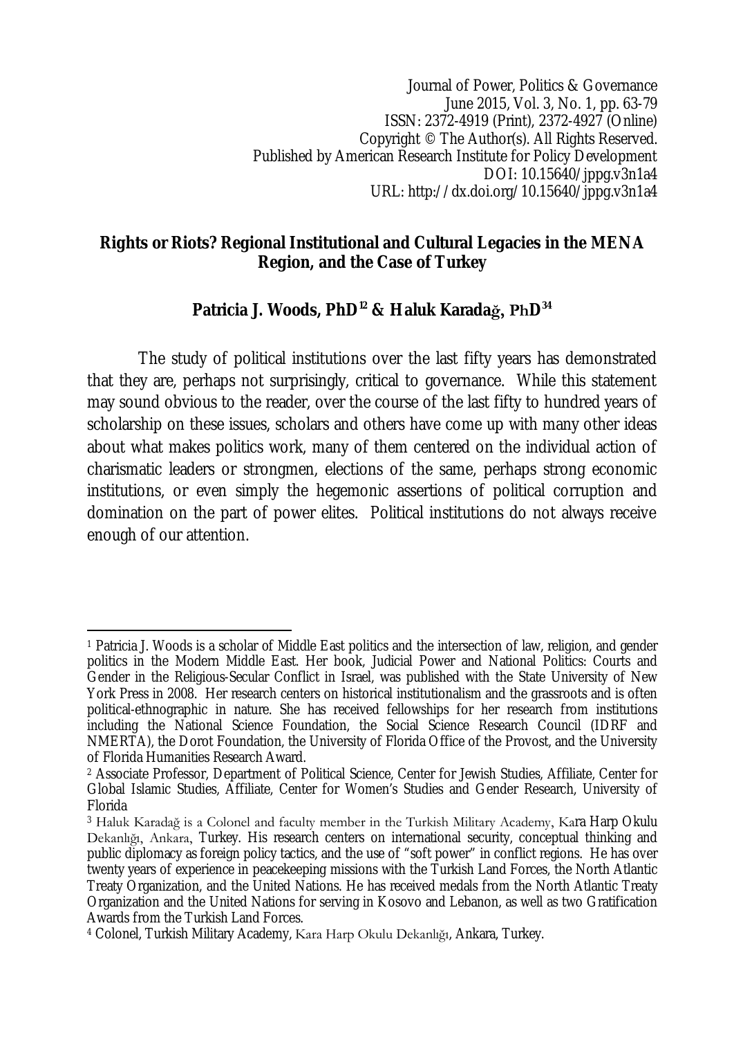Journal of Power, Politics & Governance
June 2015, Vol. 3, No. 1, pp. 63-79
ISSN: 2372-4919 (Print), 2372-4927 (Online)
Copyright © The Author(s). All Rights Reserved.
Published by American Research Institute for Policy Development
DOI: 10.15640/jppg.v3n1a4
URL: http://dx.doi.org/10.15640/jppg.v3n1a4

# Rights or Riots? Regional Institutional and Cultural Legacies in the MENA Region, and the Case of Turkey

**Patricia J. Woods, PhD[1][2] & Haluk Karadağ, PhD[3][4]**

The study of political institutions over the last fifty years has demonstrated that they are, perhaps not surprisingly, critical to governance. While this statement may sound obvious to the reader, over the course of the last fifty to hundred years of scholarship on these issues, scholars and others have come up with many other ideas about what makes politics work, many of them centered on the individual action of charismatic leaders or strongmen, elections of the same, perhaps strong economic institutions, or even simply the hegemonic assertions of political corruption and domination on the part of power elites. Political institutions do not always receive enough of our attention.

---

[1] Patricia J. Woods is a scholar of Middle East politics and the intersection of law, religion, and gender politics in the Modern Middle East. Her book, Judicial Power and National Politics: Courts and Gender in the Religious-Secular Conflict in Israel, was published with the State University of New York Press in 2008. Her research centers on historical institutionalism and the grassroots and is often political-ethnographic in nature. She has received fellowships for her research from institutions including the National Science Foundation, the Social Science Research Council (IDRF and NMERTA), the Dorot Foundation, the University of Florida Office of the Provost, and the University of Florida Humanities Research Award.

[2] Associate Professor, Department of Political Science, Center for Jewish Studies, Affiliate, Center for Global Islamic Studies, Affiliate, Center for Women's Studies and Gender Research, University of Florida

[3] Haluk Karadağ is a Colonel and faculty member in the Turkish Military Academy, Kara Harp Okulu Dekanlığı, Ankara, Turkey. His research centers on international security, conceptual thinking and public diplomacy as foreign policy tactics, and the use of "soft power" in conflict regions. He has over twenty years of experience in peacekeeping missions with the Turkish Land Forces, the North Atlantic Treaty Organization, and the United Nations. He has received medals from the North Atlantic Treaty Organization and the United Nations for serving in Kosovo and Lebanon, as well as two Gratification Awards from the Turkish Land Forces.

[4] Colonel, Turkish Military Academy, Kara Harp Okulu Dekanlığı, Ankara, Turkey.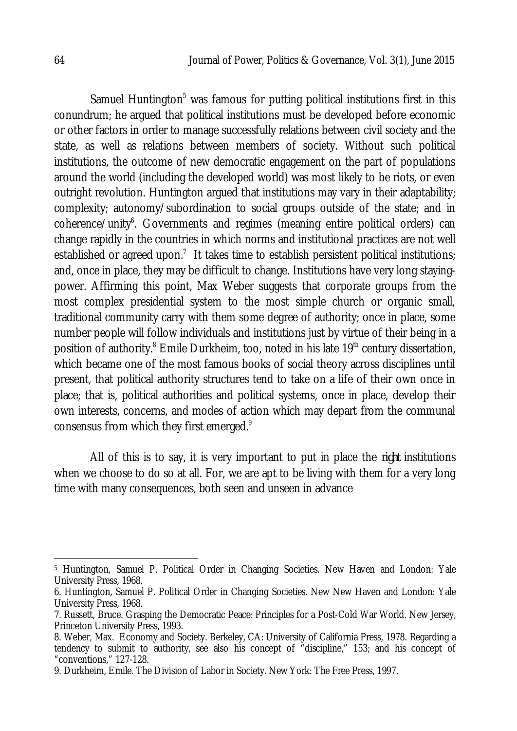Samuel Huntington[5] was famous for putting political institutions first in this conundrum; he argued that political institutions must be developed before economic or other factors in order to manage successfully relations between civil society and the state, as well as relations between members of society. Without such political institutions, the outcome of new democratic engagement on the part of populations around the world (including the developed world) was most likely to be riots, or even outright revolution. Huntington argued that institutions may vary in their adaptability; complexity; autonomy/subordination to social groups outside of the state; and in coherence/unity[6]. Governments and regimes (meaning entire political orders) can change rapidly in the countries in which norms and institutional practices are not well established or agreed upon.[7] It takes time to establish persistent political institutions; and, once in place, they may be difficult to change. Institutions have very long staying-power. Affirming this point, Max Weber suggests that corporate groups from the most complex presidential system to the most simple church or organic small, traditional community carry with them some degree of authority; once in place, some number people will follow individuals and institutions just by virtue of their being in a position of authority.[8] Emile Durkheim, too, noted in his late 19th century dissertation, which became one of the most famous books of social theory across disciplines until present, that political authority structures tend to take on a life of their own once in place; that is, political authorities and political systems, once in place, develop their own interests, concerns, and modes of action which may depart from the communal consensus from which they first emerged.[9]

All of this is to say, it is very important to put in place the *right* institutions when we choose to do so at all. For, we are apt to be living with them for a very long time with many consequences, both seen and unseen in advance

---

5 Huntington, Samuel P. Political Order in Changing Societies. New Haven and London: Yale University Press, 1968.

6. Huntington, Samuel P. Political Order in Changing Societies. New New Haven and London: Yale University Press, 1968.

7. Russett, Bruce. Grasping the Democratic Peace: Principles for a Post-Cold War World. New Jersey, Princeton University Press, 1993.

8. Weber, Max. Economy and Society. Berkeley, CA: University of California Press, 1978. Regarding a tendency to submit to authority, see also his concept of "discipline," 153; and his concept of "conventions," 127-128.

9. Durkheim, Emile. The Division of Labor in Society. New York: The Free Press, 1997.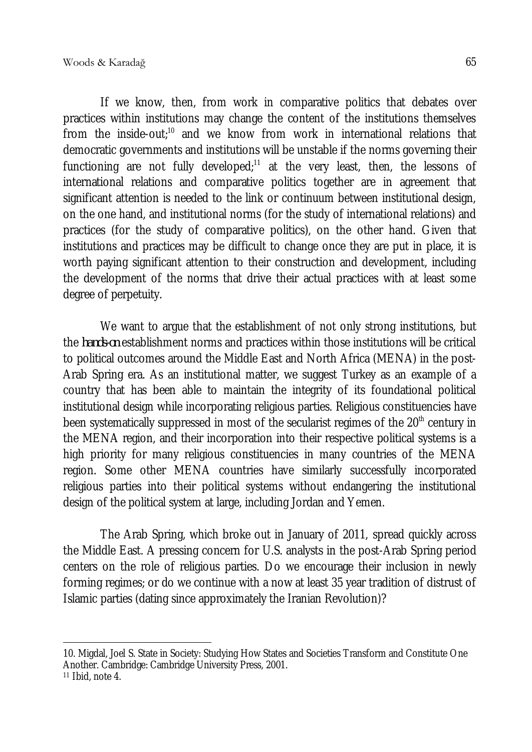If we know, then, from work in comparative politics that debates over practices within institutions may change the content of the institutions themselves from the inside-out;[10] and we know from work in international relations that democratic governments and institutions will be unstable if the norms governing their functioning are not fully developed;[11] at the very least, then, the lessons of international relations and comparative politics together are in agreement that significant attention is needed to the link or continuum between institutional design, on the one hand, and institutional norms (for the study of international relations) and practices (for the study of comparative politics), on the other hand. Given that institutions and practices may be difficult to change once they are put in place, it is worth paying significant attention to their construction and development, including the development of the norms that drive their actual practices with at least some degree of perpetuity.

We want to argue that the establishment of not only strong institutions, but the *hands-on* establishment norms and practices within those institutions will be critical to political outcomes around the Middle East and North Africa (MENA) in the post-Arab Spring era. As an institutional matter, we suggest Turkey as an example of a country that has been able to maintain the integrity of its foundational political institutional design while incorporating religious parties. Religious constituencies have been systematically suppressed in most of the secularist regimes of the 20th century in the MENA region, and their incorporation into their respective political systems is a high priority for many religious constituencies in many countries of the MENA region. Some other MENA countries have similarly successfully incorporated religious parties into their political systems without endangering the institutional design of the political system at large, including Jordan and Yemen.

The Arab Spring, which broke out in January of 2011, spread quickly across the Middle East. A pressing concern for U.S. analysts in the post-Arab Spring period centers on the role of religious parties. Do we encourage their inclusion in newly forming regimes; or do we continue with a now at least 35 year tradition of distrust of Islamic parties (dating since approximately the Iranian Revolution)?

---

10. Migdal, Joel S. State in Society: Studying How States and Societies Transform and Constitute One Another. Cambridge: Cambridge University Press, 2001.

11 Ibid, note 4.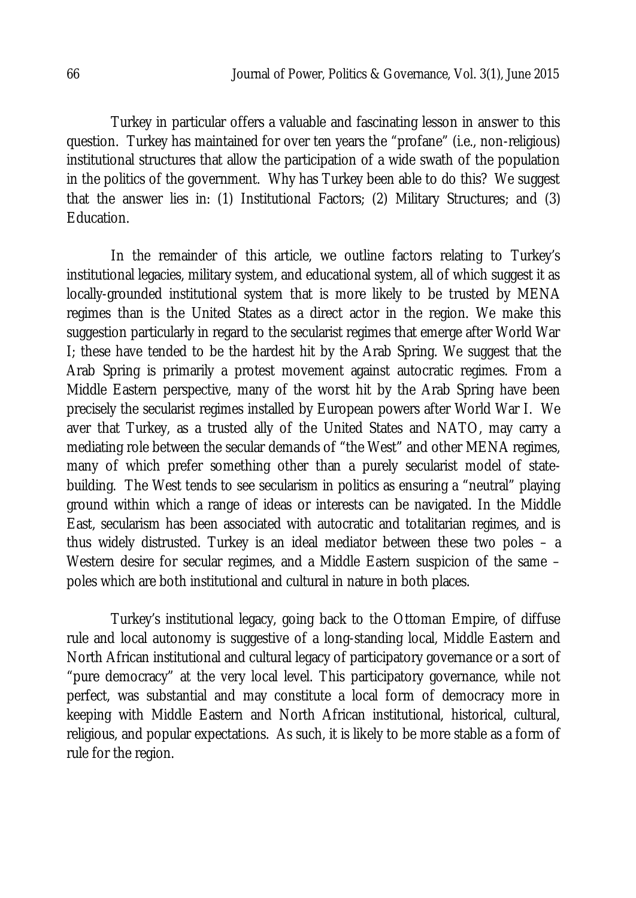Turkey in particular offers a valuable and fascinating lesson in answer to this question. Turkey has maintained for over ten years the "profane" (i.e., non-religious) institutional structures that allow the participation of a wide swath of the population in the politics of the government. Why has Turkey been able to do this? We suggest that the answer lies in: (1) Institutional Factors; (2) Military Structures; and (3) Education.

In the remainder of this article, we outline factors relating to Turkey's institutional legacies, military system, and educational system, all of which suggest it as locally-grounded institutional system that is more likely to be trusted by MENA regimes than is the United States as a direct actor in the region. We make this suggestion particularly in regard to the secularist regimes that emerge after World War I; these have tended to be the hardest hit by the Arab Spring. We suggest that the Arab Spring is primarily a protest movement against autocratic regimes. From a Middle Eastern perspective, many of the worst hit by the Arab Spring have been precisely the secularist regimes installed by European powers after World War I. We aver that Turkey, as a trusted ally of the United States and NATO, may carry a mediating role between the secular demands of "the West" and other MENA regimes, many of which prefer something other than a purely secularist model of state-building. The West tends to see secularism in politics as ensuring a "neutral" playing ground within which a range of ideas or interests can be navigated. In the Middle East, secularism has been associated with autocratic and totalitarian regimes, and is thus widely distrusted. Turkey is an ideal mediator between these two poles – a Western desire for secular regimes, and a Middle Eastern suspicion of the same – poles which are both institutional and cultural in nature in both places.

Turkey's institutional legacy, going back to the Ottoman Empire, of diffuse rule and local autonomy is suggestive of a long-standing local, Middle Eastern and North African institutional and cultural legacy of participatory governance or a sort of "pure democracy" at the very local level. This participatory governance, while not perfect, was substantial and may constitute a local form of democracy more in keeping with Middle Eastern and North African institutional, historical, cultural, religious, and popular expectations. As such, it is likely to be more stable as a form of rule for the region.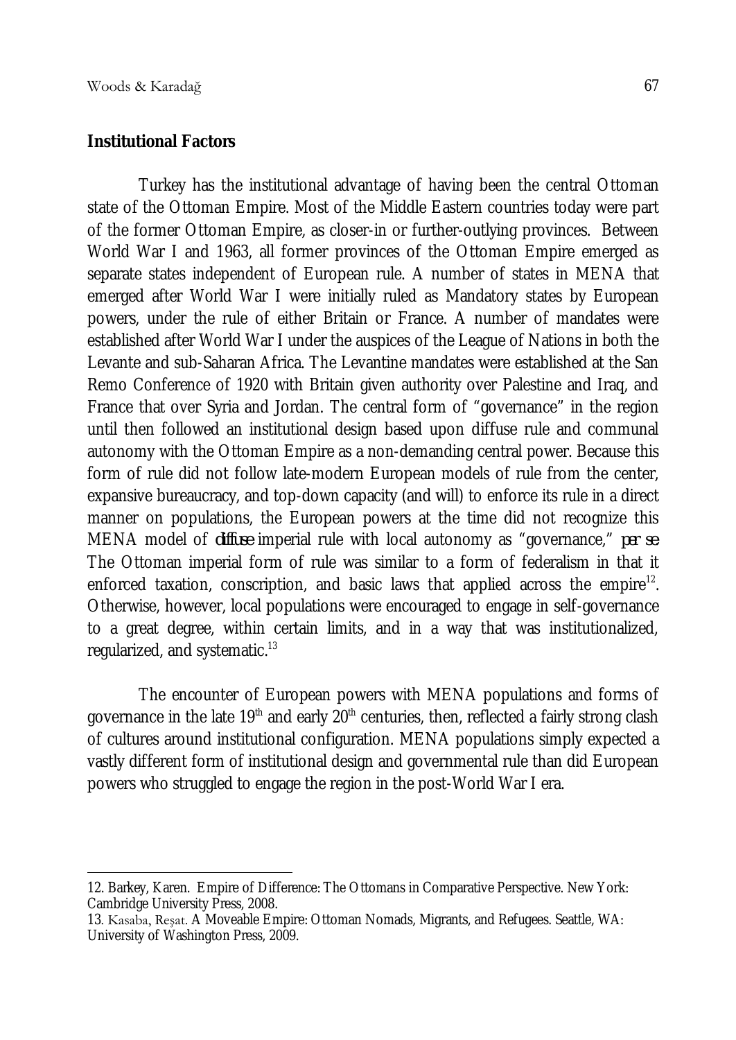**Institutional Factors**

Turkey has the institutional advantage of having been the central Ottoman state of the Ottoman Empire. Most of the Middle Eastern countries today were part of the former Ottoman Empire, as closer-in or further-outlying provinces. Between World War I and 1963, all former provinces of the Ottoman Empire emerged as separate states independent of European rule. A number of states in MENA that emerged after World War I were initially ruled as Mandatory states by European powers, under the rule of either Britain or France. A number of mandates were established after World War I under the auspices of the League of Nations in both the Levante and sub-Saharan Africa. The Levantine mandates were established at the San Remo Conference of 1920 with Britain given authority over Palestine and Iraq, and France that over Syria and Jordan. The central form of "governance" in the region until then followed an institutional design based upon diffuse rule and communal autonomy with the Ottoman Empire as a non-demanding central power. Because this form of rule did not follow late-modern European models of rule from the center, expansive bureaucracy, and top-down capacity (and will) to enforce its rule in a direct manner on populations, the European powers at the time did not recognize this MENA model of ***diffuse*** imperial rule with local autonomy as "governance," ***per se***. The Ottoman imperial form of rule was similar to a form of federalism in that it enforced taxation, conscription, and basic laws that applied across the empire[12]. Otherwise, however, local populations were encouraged to engage in self-governance to a great degree, within certain limits, and in a way that was institutionalized, regularized, and systematic.[13]

The encounter of European powers with MENA populations and forms of governance in the late 19th and early 20th centuries, then, reflected a fairly strong clash of cultures around institutional configuration. MENA populations simply expected a vastly different form of institutional design and governmental rule than did European powers who struggled to engage the region in the post-World War I era.

---

12. Barkey, Karen. Empire of Difference: The Ottomans in Comparative Perspective. New York: Cambridge University Press, 2008.

13. Kasaba, Reşat. A Moveable Empire: Ottoman Nomads, Migrants, and Refugees. Seattle, WA: University of Washington Press, 2009.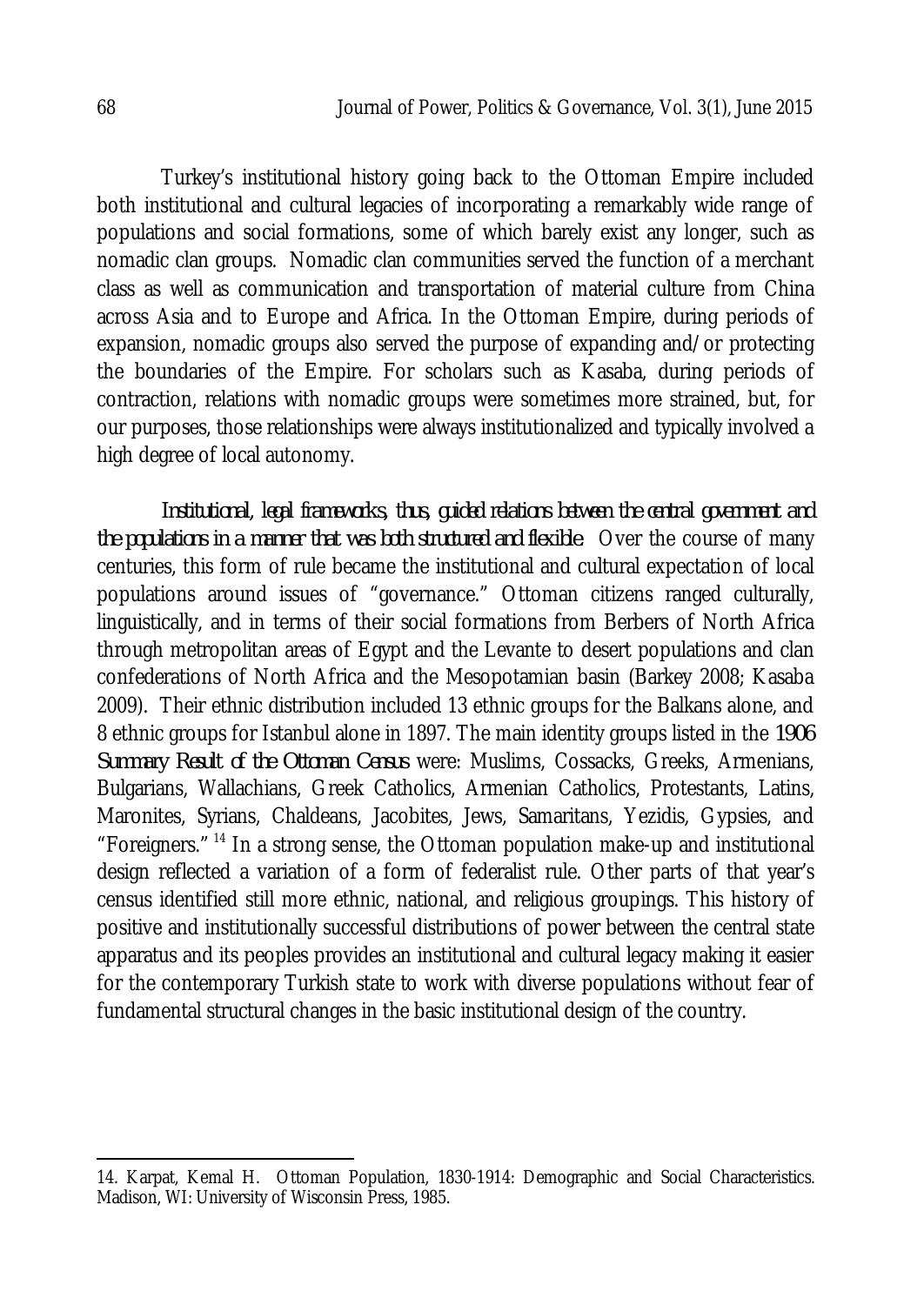Turkey's institutional history going back to the Ottoman Empire included both institutional and cultural legacies of incorporating a remarkably wide range of populations and social formations, some of which barely exist any longer, such as nomadic clan groups. Nomadic clan communities served the function of a merchant class as well as communication and transportation of material culture from China across Asia and to Europe and Africa. In the Ottoman Empire, during periods of expansion, nomadic groups also served the purpose of expanding and/or protecting the boundaries of the Empire. For scholars such as Kasaba, during periods of contraction, relations with nomadic groups were sometimes more strained, but, for our purposes, those relationships were always institutionalized and typically involved a high degree of local autonomy.

*Institutional, legal frameworks, thus, guided relations between the central government and the populations in a manner that was both structured and flexible.* Over the course of many centuries, this form of rule became the institutional and cultural expectation of local populations around issues of "governance." Ottoman citizens ranged culturally, linguistically, and in terms of their social formations from Berbers of North Africa through metropolitan areas of Egypt and the Levante to desert populations and clan confederations of North Africa and the Mesopotamian basin (Barkey 2008; Kasaba 2009). Their ethnic distribution included 13 ethnic groups for the Balkans alone, and 8 ethnic groups for Istanbul alone in 1897. The main identity groups listed in the *1906 Summary Result of the Ottoman Census* were: Muslims, Cossacks, Greeks, Armenians, Bulgarians, Wallachians, Greek Catholics, Armenian Catholics, Protestants, Latins, Maronites, Syrians, Chaldeans, Jacobites, Jews, Samaritans, Yezidis, Gypsies, and "Foreigners." [14] In a strong sense, the Ottoman population make-up and institutional design reflected a variation of a form of federalist rule. Other parts of that year's census identified still more ethnic, national, and religious groupings. This history of positive and institutionally successful distributions of power between the central state apparatus and its peoples provides an institutional and cultural legacy making it easier for the contemporary Turkish state to work with diverse populations without fear of fundamental structural changes in the basic institutional design of the country.

---

14. Karpat, Kemal H. Ottoman Population, 1830-1914: Demographic and Social Characteristics. Madison, WI: University of Wisconsin Press, 1985.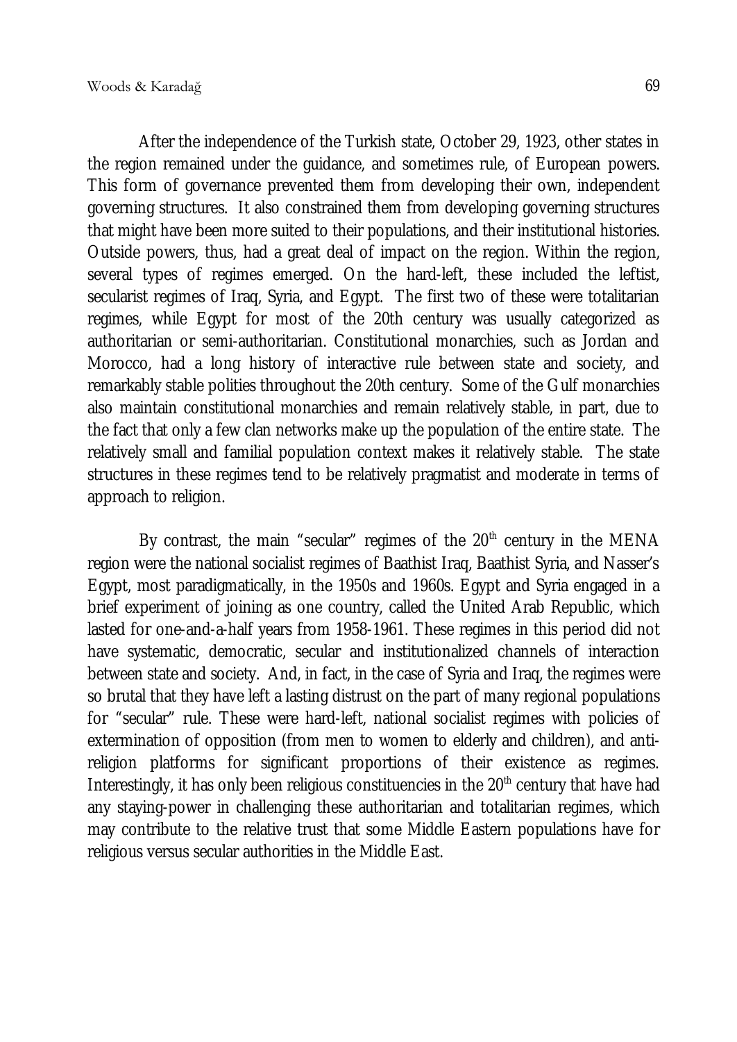After the independence of the Turkish state, October 29, 1923, other states in the region remained under the guidance, and sometimes rule, of European powers. This form of governance prevented them from developing their own, independent governing structures. It also constrained them from developing governing structures that might have been more suited to their populations, and their institutional histories. Outside powers, thus, had a great deal of impact on the region. Within the region, several types of regimes emerged. On the hard-left, these included the leftist, secularist regimes of Iraq, Syria, and Egypt. The first two of these were totalitarian regimes, while Egypt for most of the 20th century was usually categorized as authoritarian or semi-authoritarian. Constitutional monarchies, such as Jordan and Morocco, had a long history of interactive rule between state and society, and remarkably stable polities throughout the 20th century. Some of the Gulf monarchies also maintain constitutional monarchies and remain relatively stable, in part, due to the fact that only a few clan networks make up the population of the entire state. The relatively small and familial population context makes it relatively stable. The state structures in these regimes tend to be relatively pragmatist and moderate in terms of approach to religion.

By contrast, the main "secular" regimes of the 20th century in the MENA region were the national socialist regimes of Baathist Iraq, Baathist Syria, and Nasser's Egypt, most paradigmatically, in the 1950s and 1960s. Egypt and Syria engaged in a brief experiment of joining as one country, called the United Arab Republic, which lasted for one-and-a-half years from 1958-1961. These regimes in this period did not have systematic, democratic, secular and institutionalized channels of interaction between state and society. And, in fact, in the case of Syria and Iraq, the regimes were so brutal that they have left a lasting distrust on the part of many regional populations for "secular" rule. These were hard-left, national socialist regimes with policies of extermination of opposition (from men to women to elderly and children), and anti-religion platforms for significant proportions of their existence as regimes. Interestingly, it has only been religious constituencies in the 20th century that have had any staying-power in challenging these authoritarian and totalitarian regimes, which may contribute to the relative trust that some Middle Eastern populations have for religious versus secular authorities in the Middle East.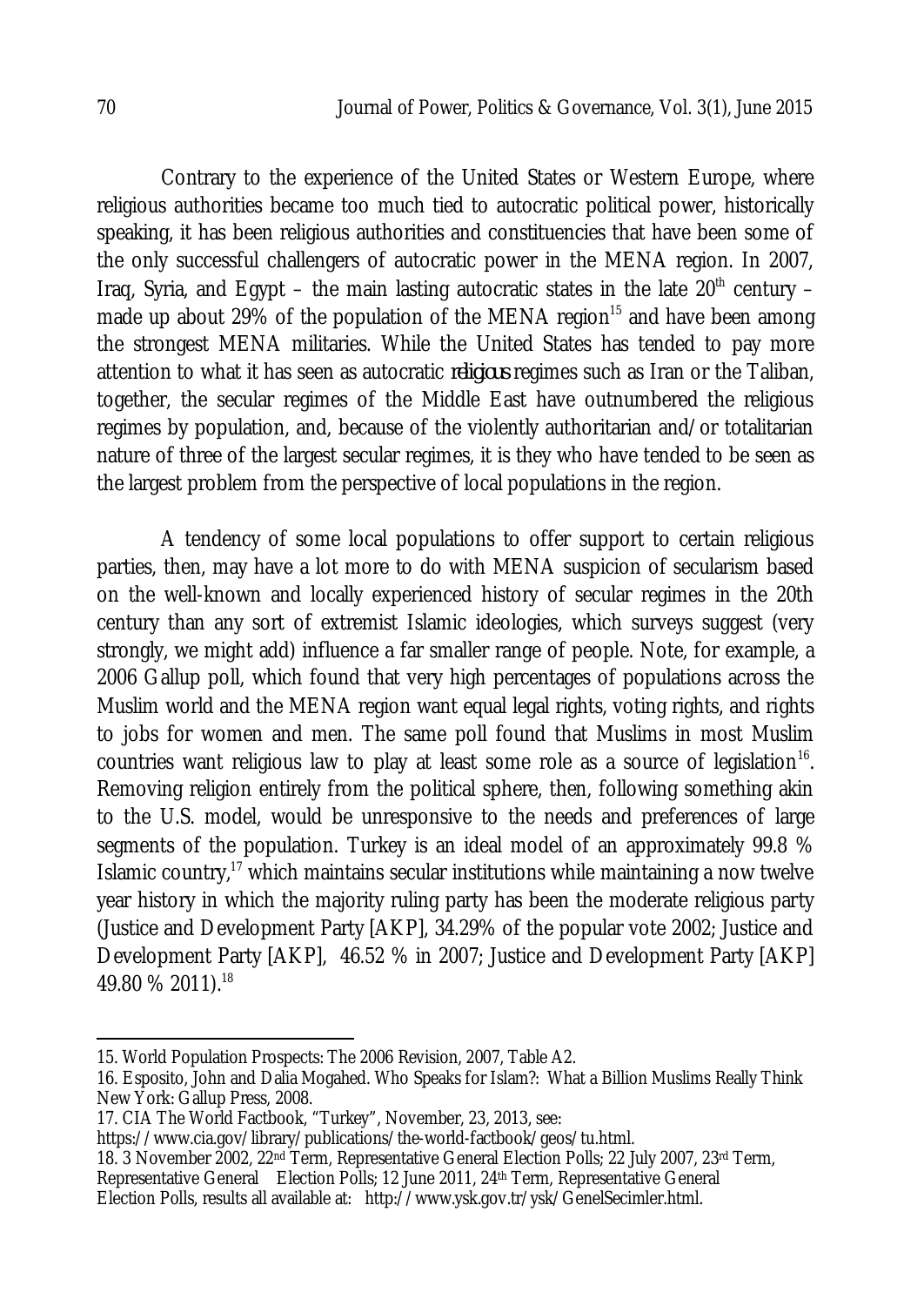Contrary to the experience of the United States or Western Europe, where religious authorities became too much tied to autocratic political power, historically speaking, it has been religious authorities and constituencies that have been some of the only successful challengers of autocratic power in the MENA region. In 2007, Iraq, Syria, and Egypt – the main lasting autocratic states in the late 20th century – made up about 29% of the population of the MENA region[15] and have been among the strongest MENA militaries. While the United States has tended to pay more attention to what it has seen as autocratic *religious* regimes such as Iran or the Taliban, together, the secular regimes of the Middle East have outnumbered the religious regimes by population, and, because of the violently authoritarian and/or totalitarian nature of three of the largest secular regimes, it is they who have tended to be seen as the largest problem from the perspective of local populations in the region.

A tendency of some local populations to offer support to certain religious parties, then, may have a lot more to do with MENA suspicion of secularism based on the well-known and locally experienced history of secular regimes in the 20th century than any sort of extremist Islamic ideologies, which surveys suggest (very strongly, we might add) influence a far smaller range of people. Note, for example, a 2006 Gallup poll, which found that very high percentages of populations across the Muslim world and the MENA region want equal legal rights, voting rights, and rights to jobs for women and men. The same poll found that Muslims in most Muslim countries want religious law to play at least some role as a source of legislation[16]. Removing religion entirely from the political sphere, then, following something akin to the U.S. model, would be unresponsive to the needs and preferences of large segments of the population. Turkey is an ideal model of an approximately 99.8 % Islamic country,[17] which maintains secular institutions while maintaining a now twelve year history in which the majority ruling party has been the moderate religious party (Justice and Development Party [AKP], 34.29% of the popular vote 2002; Justice and Development Party [AKP], 46.52 % in 2007; Justice and Development Party [AKP] 49.80 % 2011).[18]

15. World Population Prospects: The 2006 Revision, 2007, Table A2.

16. Esposito, John and Dalia Mogahed. Who Speaks for Islam?: What a Billion Muslims Really Think New York: Gallup Press, 2008.

17. CIA The World Factbook, "Turkey", November, 23, 2013, see: https://www.cia.gov/library/publications/the-world-factbook/geos/tu.html.

18. 3 November 2002, 22nd Term, Representative General Election Polls; 22 July 2007, 23rd Term, Representative General Election Polls; 12 June 2011, 24th Term, Representative General Election Polls, results all available at: http://www.ysk.gov.tr/ysk/GenelSecimler.html.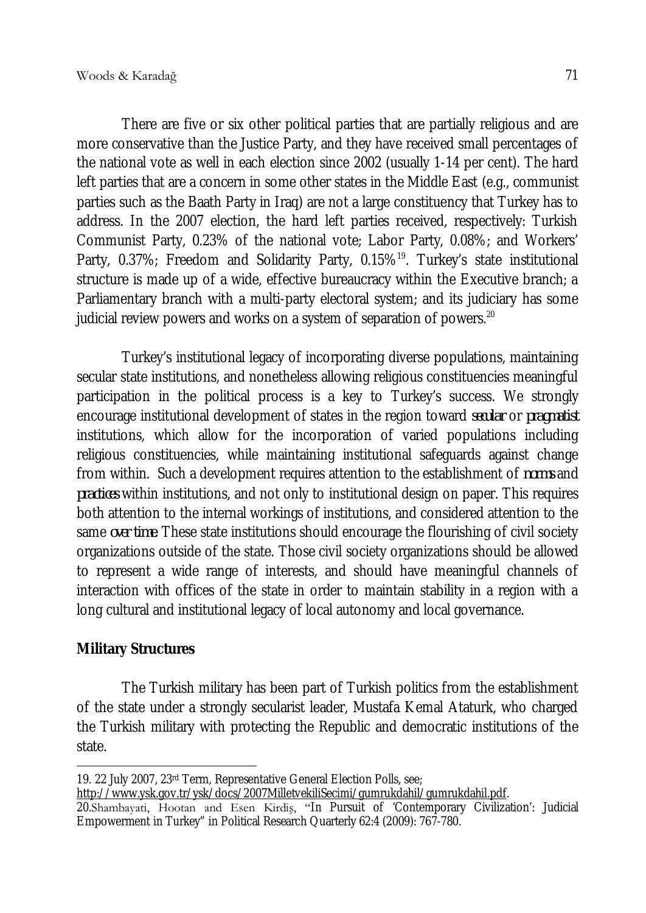There are five or six other political parties that are partially religious and are more conservative than the Justice Party, and they have received small percentages of the national vote as well in each election since 2002 (usually 1-14 per cent). The hard left parties that are a concern in some other states in the Middle East (e.g., communist parties such as the Baath Party in Iraq) are not a large constituency that Turkey has to address. In the 2007 election, the hard left parties received, respectively: Turkish Communist Party, 0.23% of the national vote; Labor Party, 0.08%; and Workers' Party, 0.37%; Freedom and Solidarity Party, 0.15%[19]. Turkey's state institutional structure is made up of a wide, effective bureaucracy within the Executive branch; a Parliamentary branch with a multi-party electoral system; and its judiciary has some judicial review powers and works on a system of separation of powers.[20]

Turkey's institutional legacy of incorporating diverse populations, maintaining secular state institutions, and nonetheless allowing religious constituencies meaningful participation in the political process is a key to Turkey's success. We strongly encourage institutional development of states in the region toward *secular* or *pragmatist* institutions, which allow for the incorporation of varied populations including religious constituencies, while maintaining institutional safeguards against change from within. Such a development requires attention to the establishment of *norms* and *practices* within institutions, and not only to institutional design on paper. This requires both attention to the internal workings of institutions, and considered attention to the same *over time*. These state institutions should encourage the flourishing of civil society organizations outside of the state. Those civil society organizations should be allowed to represent a wide range of interests, and should have meaningful channels of interaction with offices of the state in order to maintain stability in a region with a long cultural and institutional legacy of local autonomy and local governance.

## Military Structures

The Turkish military has been part of Turkish politics from the establishment of the state under a strongly secularist leader, Mustafa Kemal Ataturk, who charged the Turkish military with protecting the Republic and democratic institutions of the state.

---

19. 22 July 2007, 23rd Term, Representative General Election Polls, see; http://www.ysk.gov.tr/ysk/docs/2007MilletvekiliSecimi/gumrukdahil/gumrukdahil.pdf.

20. Shambayati, Hootan and Esen Kirdiş, "In Pursuit of 'Contemporary Civilization': Judicial Empowerment in Turkey" in Political Research Quarterly 62:4 (2009): 767-780.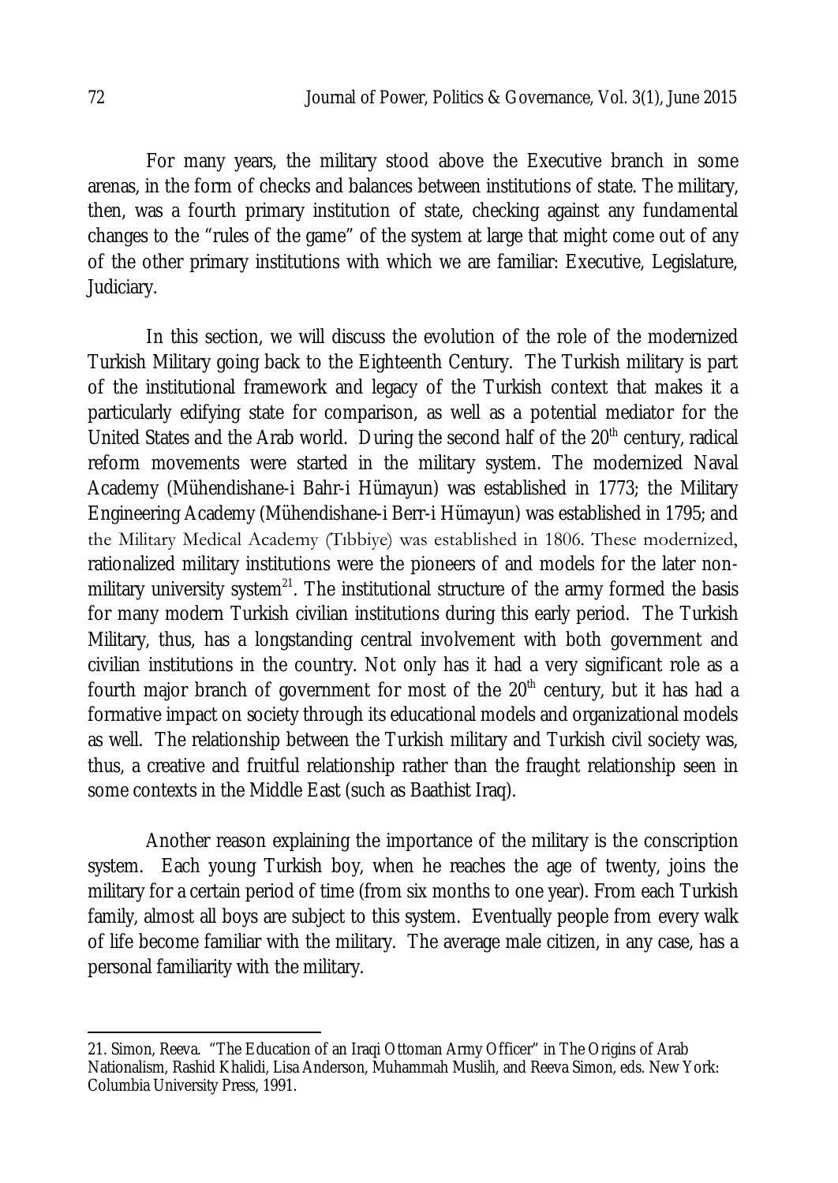For many years, the military stood above the Executive branch in some arenas, in the form of checks and balances between institutions of state. The military, then, was a fourth primary institution of state, checking against any fundamental changes to the "rules of the game" of the system at large that might come out of any of the other primary institutions with which we are familiar: Executive, Legislature, Judiciary.

In this section, we will discuss the evolution of the role of the modernized Turkish Military going back to the Eighteenth Century. The Turkish military is part of the institutional framework and legacy of the Turkish context that makes it a particularly edifying state for comparison, as well as a potential mediator for the United States and the Arab world. During the second half of the 20th century, radical reform movements were started in the military system. The modernized Naval Academy (Mühendishane-i Bahr-i Hümayun) was established in 1773; the Military Engineering Academy (Mühendishane-i Berr-i Hümayun) was established in 1795; and the Military Medical Academy (Tıbbiye) was established in 1806. These modernized, rationalized military institutions were the pioneers of and models for the later non-military university system[21]. The institutional structure of the army formed the basis for many modern Turkish civilian institutions during this early period. The Turkish Military, thus, has a longstanding central involvement with both government and civilian institutions in the country. Not only has it had a very significant role as a fourth major branch of government for most of the 20th century, but it has had a formative impact on society through its educational models and organizational models as well. The relationship between the Turkish military and Turkish civil society was, thus, a creative and fruitful relationship rather than the fraught relationship seen in some contexts in the Middle East (such as Baathist Iraq).

Another reason explaining the importance of the military is the conscription system. Each young Turkish boy, when he reaches the age of twenty, joins the military for a certain period of time (from six months to one year). From each Turkish family, almost all boys are subject to this system. Eventually people from every walk of life become familiar with the military. The average male citizen, in any case, has a personal familiarity with the military.

---

21. Simon, Reeva. "The Education of an Iraqi Ottoman Army Officer" in The Origins of Arab Nationalism, Rashid Khalidi, Lisa Anderson, Muhammah Muslih, and Reeva Simon, eds. New York: Columbia University Press, 1991.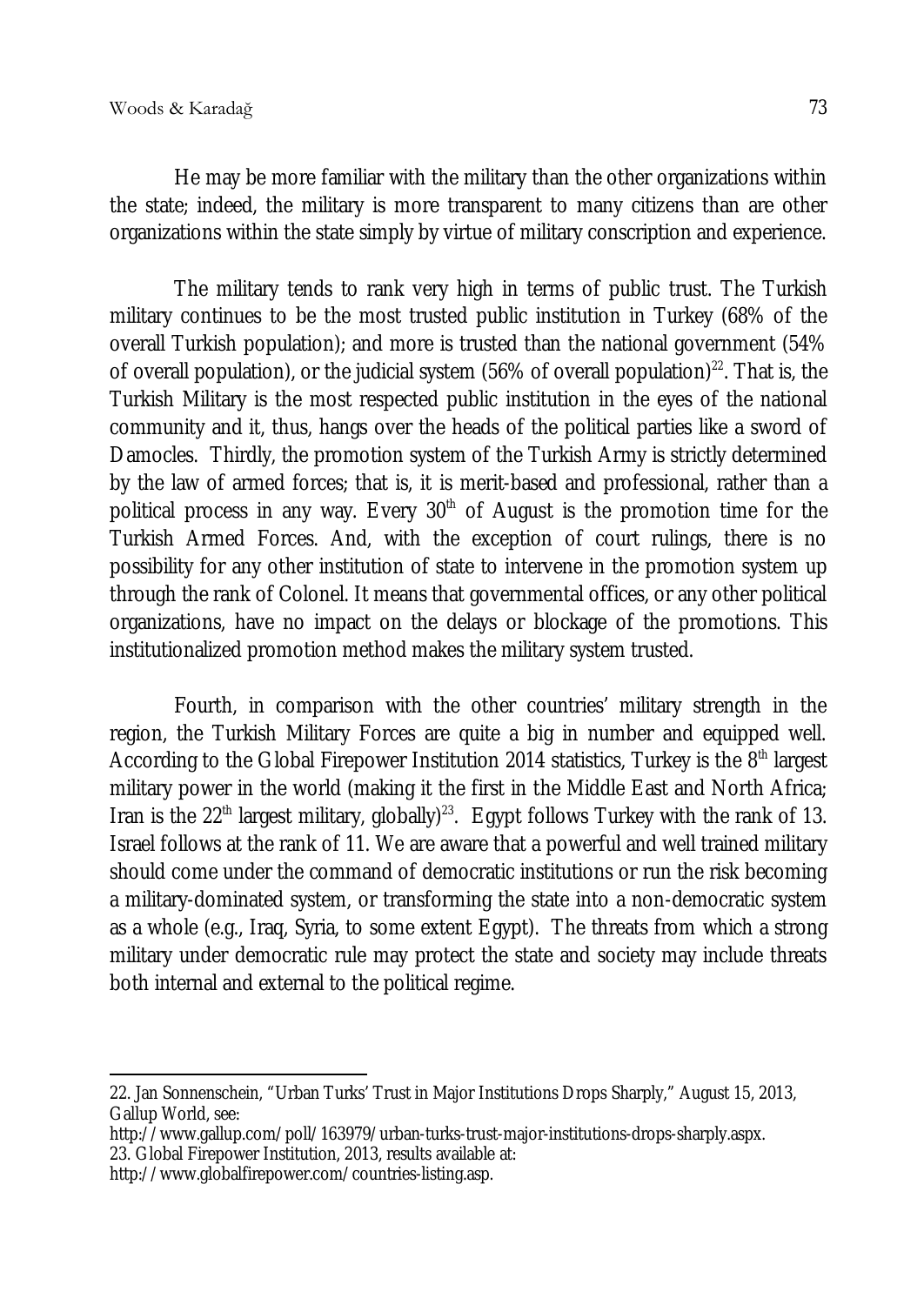He may be more familiar with the military than the other organizations within the state; indeed, the military is more transparent to many citizens than are other organizations within the state simply by virtue of military conscription and experience.

The military tends to rank very high in terms of public trust. The Turkish military continues to be the most trusted public institution in Turkey (68% of the overall Turkish population); and more is trusted than the national government (54% of overall population), or the judicial system (56% of overall population)[22]. That is, the Turkish Military is the most respected public institution in the eyes of the national community and it, thus, hangs over the heads of the political parties like a sword of Damocles. Thirdly, the promotion system of the Turkish Army is strictly determined by the law of armed forces; that is, it is merit-based and professional, rather than a political process in any way. Every 30th of August is the promotion time for the Turkish Armed Forces. And, with the exception of court rulings, there is no possibility for any other institution of state to intervene in the promotion system up through the rank of Colonel. It means that governmental offices, or any other political organizations, have no impact on the delays or blockage of the promotions. This institutionalized promotion method makes the military system trusted.

Fourth, in comparison with the other countries' military strength in the region, the Turkish Military Forces are quite a big in number and equipped well. According to the Global Firepower Institution 2014 statistics, Turkey is the 8th largest military power in the world (making it the first in the Middle East and North Africa; Iran is the 22th largest military, globally)[23]. Egypt follows Turkey with the rank of 13. Israel follows at the rank of 11. We are aware that a powerful and well trained military should come under the command of democratic institutions or run the risk becoming a military-dominated system, or transforming the state into a non-democratic system as a whole (e.g., Iraq, Syria, to some extent Egypt). The threats from which a strong military under democratic rule may protect the state and society may include threats both internal and external to the political regime.

22. Jan Sonnenschein, "Urban Turks' Trust in Major Institutions Drops Sharply," August 15, 2013, Gallup World, see:
http://www.gallup.com/poll/163979/urban-turks-trust-major-institutions-drops-sharply.aspx.
23. Global Firepower Institution, 2013, results available at:
http://www.globalfirepower.com/countries-listing.asp.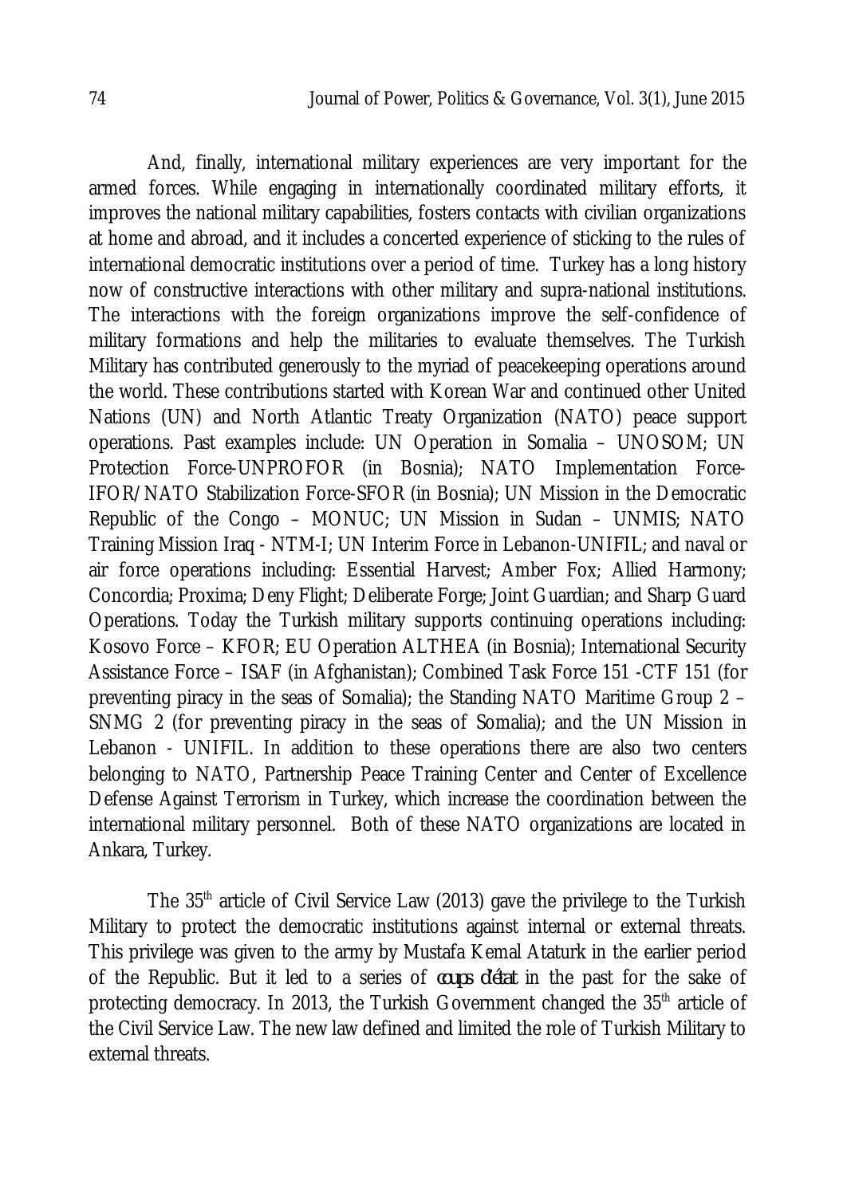And, finally, international military experiences are very important for the armed forces. While engaging in internationally coordinated military efforts, it improves the national military capabilities, fosters contacts with civilian organizations at home and abroad, and it includes a concerted experience of sticking to the rules of international democratic institutions over a period of time. Turkey has a long history now of constructive interactions with other military and supra-national institutions. The interactions with the foreign organizations improve the self-confidence of military formations and help the militaries to evaluate themselves. The Turkish Military has contributed generously to the myriad of peacekeeping operations around the world. These contributions started with Korean War and continued other United Nations (UN) and North Atlantic Treaty Organization (NATO) peace support operations. Past examples include: UN Operation in Somalia – UNOSOM; UN Protection Force-UNPROFOR (in Bosnia); NATO Implementation Force-IFOR/NATO Stabilization Force-SFOR (in Bosnia); UN Mission in the Democratic Republic of the Congo – MONUC; UN Mission in Sudan – UNMIS; NATO Training Mission Iraq - NTM-I; UN Interim Force in Lebanon-UNIFIL; and naval or air force operations including: Essential Harvest; Amber Fox; Allied Harmony; Concordia; Proxima; Deny Flight; Deliberate Forge; Joint Guardian; and Sharp Guard Operations. Today the Turkish military supports continuing operations including: Kosovo Force – KFOR; EU Operation ALTHEA (in Bosnia); International Security Assistance Force – ISAF (in Afghanistan); Combined Task Force 151 -CTF 151 (for preventing piracy in the seas of Somalia); the Standing NATO Maritime Group 2 – SNMG 2 (for preventing piracy in the seas of Somalia); and the UN Mission in Lebanon - UNIFIL. In addition to these operations there are also two centers belonging to NATO, Partnership Peace Training Center and Center of Excellence Defense Against Terrorism in Turkey, which increase the coordination between the international military personnel. Both of these NATO organizations are located in Ankara, Turkey.

The 35th article of Civil Service Law (2013) gave the privilege to the Turkish Military to protect the democratic institutions against internal or external threats. This privilege was given to the army by Mustafa Kemal Ataturk in the earlier period of the Republic. But it led to a series of *coups d'état* in the past for the sake of protecting democracy. In 2013, the Turkish Government changed the 35th article of the Civil Service Law. The new law defined and limited the role of Turkish Military to external threats.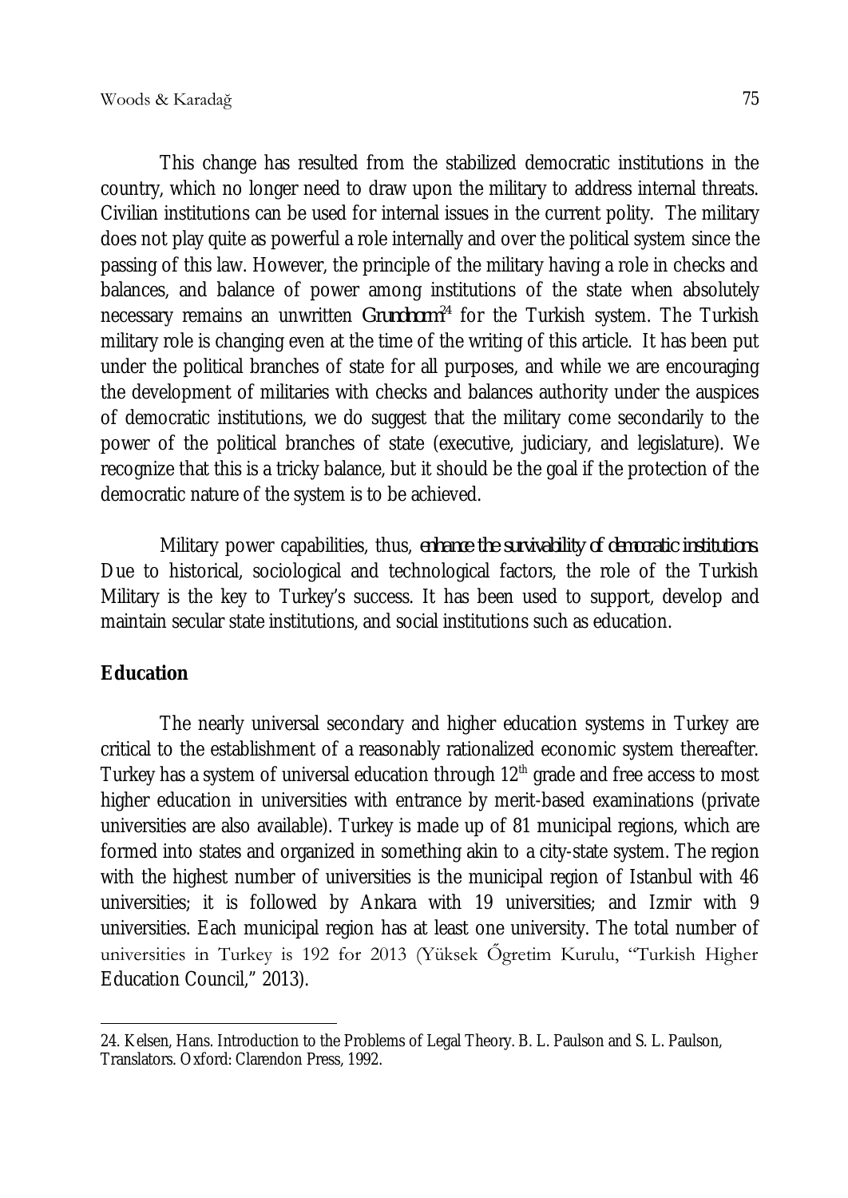This change has resulted from the stabilized democratic institutions in the country, which no longer need to draw upon the military to address internal threats. Civilian institutions can be used for internal issues in the current polity. The military does not play quite as powerful a role internally and over the political system since the passing of this law. However, the principle of the military having a role in checks and balances, and balance of power among institutions of the state when absolutely necessary remains an unwritten *Grundnorm*[24] for the Turkish system. The Turkish military role is changing even at the time of the writing of this article. It has been put under the political branches of state for all purposes, and while we are encouraging the development of militaries with checks and balances authority under the auspices of democratic institutions, we do suggest that the military come secondarily to the power of the political branches of state (executive, judiciary, and legislature). We recognize that this is a tricky balance, but it should be the goal if the protection of the democratic nature of the system is to be achieved.

Military power capabilities, thus, *enhance the survivability of democratic institutions*. Due to historical, sociological and technological factors, the role of the Turkish Military is the key to Turkey's success. It has been used to support, develop and maintain secular state institutions, and social institutions such as education.

## Education

The nearly universal secondary and higher education systems in Turkey are critical to the establishment of a reasonably rationalized economic system thereafter. Turkey has a system of universal education through 12th grade and free access to most higher education in universities with entrance by merit-based examinations (private universities are also available). Turkey is made up of 81 municipal regions, which are formed into states and organized in something akin to a city-state system. The region with the highest number of universities is the municipal region of Istanbul with 46 universities; it is followed by Ankara with 19 universities; and Izmir with 9 universities. Each municipal region has at least one university. The total number of universities in Turkey is 192 for 2013 (Yüksek Őgretim Kurulu, "Turkish Higher Education Council," 2013).

---

24. Kelsen, Hans. Introduction to the Problems of Legal Theory. B. L. Paulson and S. L. Paulson, Translators. Oxford: Clarendon Press, 1992.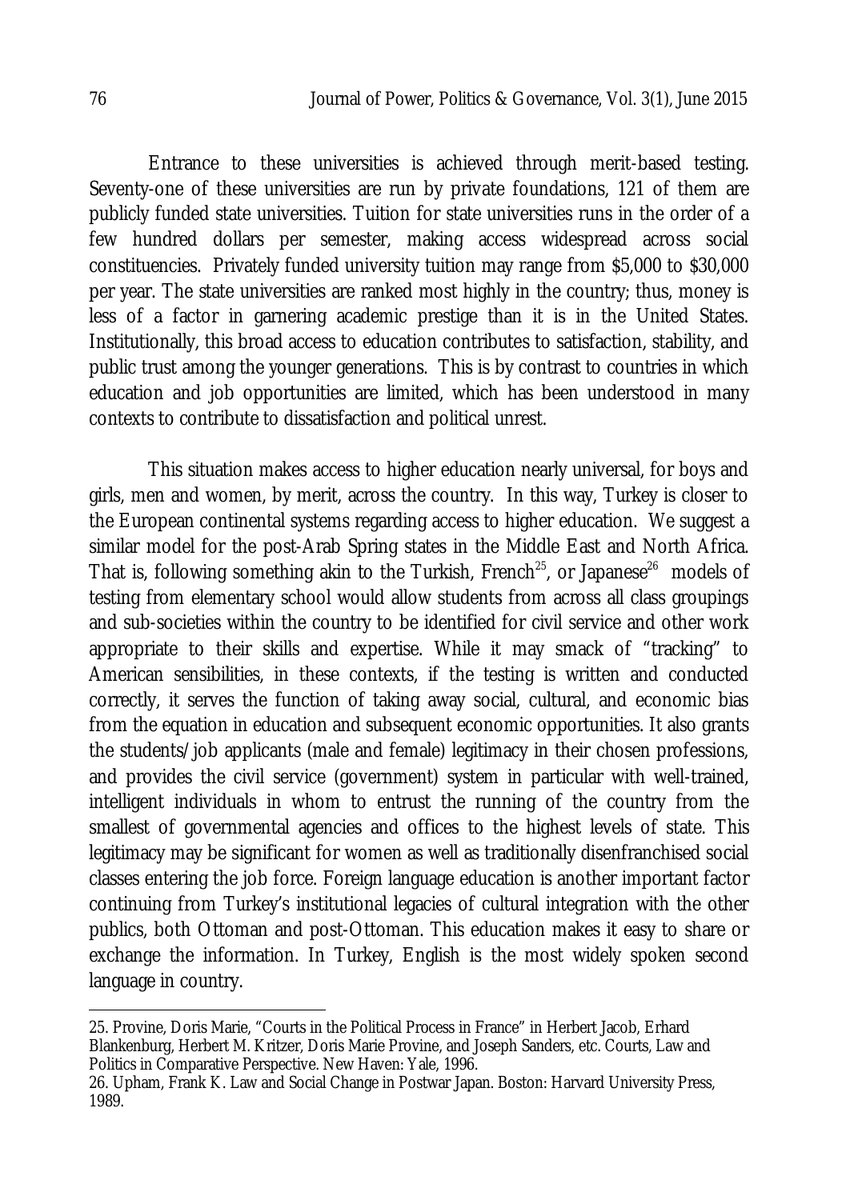Entrance to these universities is achieved through merit-based testing. Seventy-one of these universities are run by private foundations, 121 of them are publicly funded state universities. Tuition for state universities runs in the order of a few hundred dollars per semester, making access widespread across social constituencies. Privately funded university tuition may range from $5,000 to $30,000 per year. The state universities are ranked most highly in the country; thus, money is less of a factor in garnering academic prestige than it is in the United States. Institutionally, this broad access to education contributes to satisfaction, stability, and public trust among the younger generations. This is by contrast to countries in which education and job opportunities are limited, which has been understood in many contexts to contribute to dissatisfaction and political unrest.

This situation makes access to higher education nearly universal, for boys and girls, men and women, by merit, across the country. In this way, Turkey is closer to the European continental systems regarding access to higher education. We suggest a similar model for the post-Arab Spring states in the Middle East and North Africa. That is, following something akin to the Turkish, French[25], or Japanese[26] models of testing from elementary school would allow students from across all class groupings and sub-societies within the country to be identified for civil service and other work appropriate to their skills and expertise. While it may smack of "tracking" to American sensibilities, in these contexts, if the testing is written and conducted correctly, it serves the function of taking away social, cultural, and economic bias from the equation in education and subsequent economic opportunities. It also grants the students/job applicants (male and female) legitimacy in their chosen professions, and provides the civil service (government) system in particular with well-trained, intelligent individuals in whom to entrust the running of the country from the smallest of governmental agencies and offices to the highest levels of state. This legitimacy may be significant for women as well as traditionally disenfranchised social classes entering the job force. Foreign language education is another important factor continuing from Turkey's institutional legacies of cultural integration with the other publics, both Ottoman and post-Ottoman. This education makes it easy to share or exchange the information. In Turkey, English is the most widely spoken second language in country.

---

25. Provine, Doris Marie, "Courts in the Political Process in France" in Herbert Jacob, Erhard Blankenburg, Herbert M. Kritzer, Doris Marie Provine, and Joseph Sanders, etc. Courts, Law and Politics in Comparative Perspective. New Haven: Yale, 1996.

26. Upham, Frank K. Law and Social Change in Postwar Japan. Boston: Harvard University Press, 1989.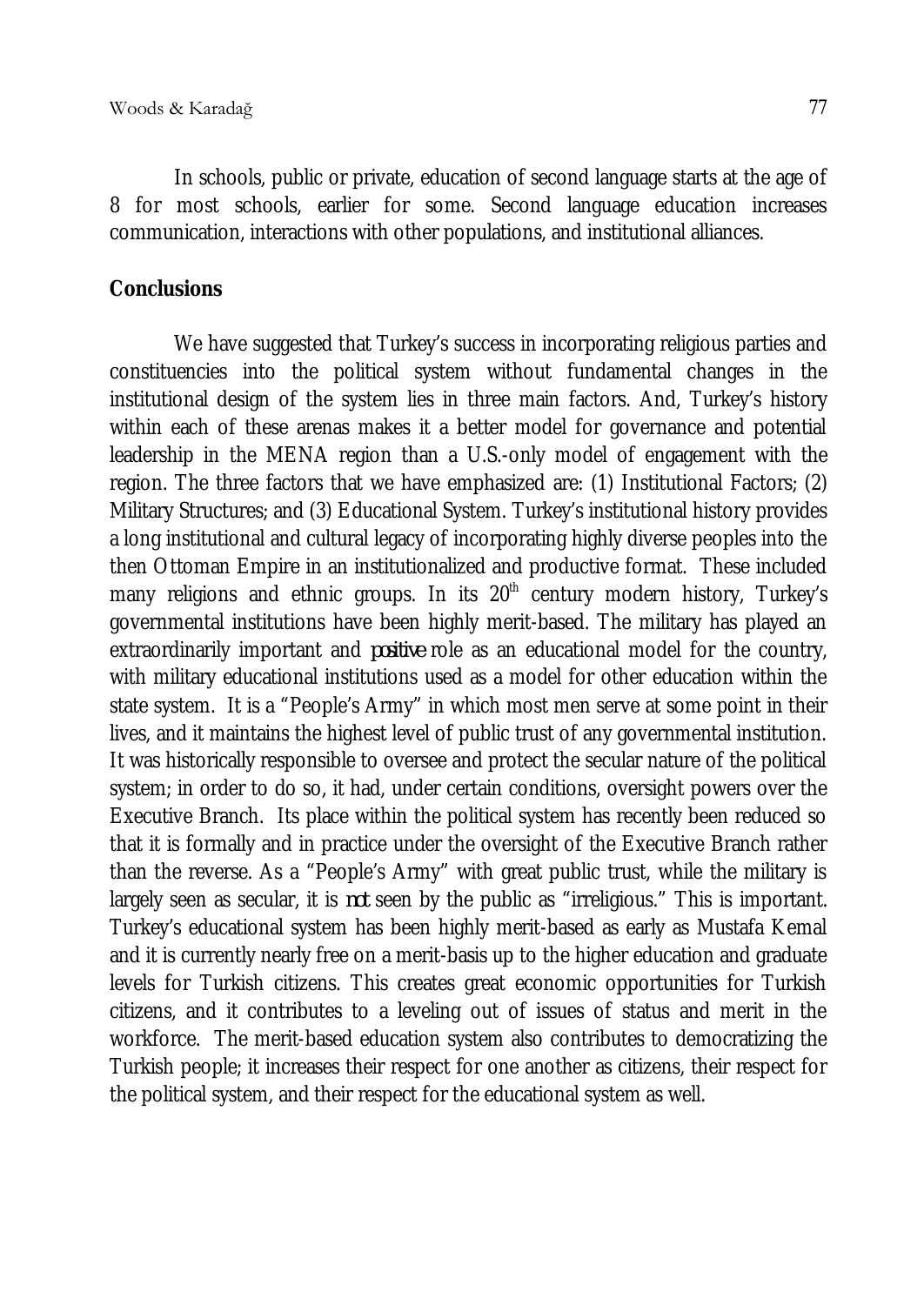In schools, public or private, education of second language starts at the age of 8 for most schools, earlier for some. Second language education increases communication, interactions with other populations, and institutional alliances.

**Conclusions**

We have suggested that Turkey's success in incorporating religious parties and constituencies into the political system without fundamental changes in the institutional design of the system lies in three main factors. And, Turkey's history within each of these arenas makes it a better model for governance and potential leadership in the MENA region than a U.S.-only model of engagement with the region. The three factors that we have emphasized are: (1) Institutional Factors; (2) Military Structures; and (3) Educational System. Turkey's institutional history provides a long institutional and cultural legacy of incorporating highly diverse peoples into the then Ottoman Empire in an institutionalized and productive format. These included many religions and ethnic groups. In its 20th century modern history, Turkey's governmental institutions have been highly merit-based. The military has played an extraordinarily important and *positive* role as an educational model for the country, with military educational institutions used as a model for other education within the state system. It is a "People's Army" in which most men serve at some point in their lives, and it maintains the highest level of public trust of any governmental institution. It was historically responsible to oversee and protect the secular nature of the political system; in order to do so, it had, under certain conditions, oversight powers over the Executive Branch. Its place within the political system has recently been reduced so that it is formally and in practice under the oversight of the Executive Branch rather than the reverse. As a "People's Army" with great public trust, while the military is largely seen as secular, it is *not* seen by the public as "irreligious." This is important. Turkey's educational system has been highly merit-based as early as Mustafa Kemal and it is currently nearly free on a merit-basis up to the higher education and graduate levels for Turkish citizens. This creates great economic opportunities for Turkish citizens, and it contributes to a leveling out of issues of status and merit in the workforce. The merit-based education system also contributes to democratizing the Turkish people; it increases their respect for one another as citizens, their respect for the political system, and their respect for the educational system as well.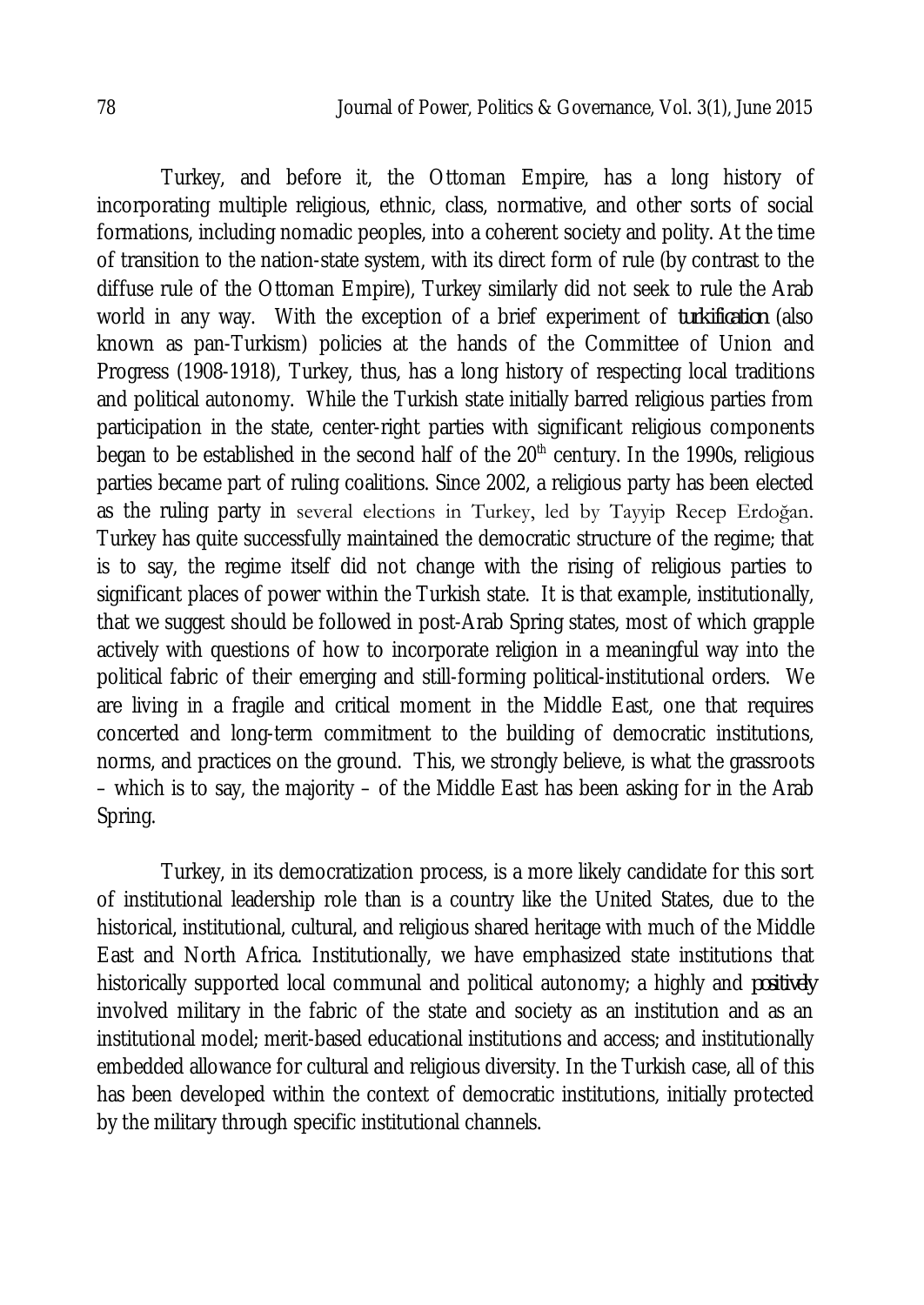Turkey, and before it, the Ottoman Empire, has a long history of incorporating multiple religious, ethnic, class, normative, and other sorts of social formations, including nomadic peoples, into a coherent society and polity. At the time of transition to the nation-state system, with its direct form of rule (by contrast to the diffuse rule of the Ottoman Empire), Turkey similarly did not seek to rule the Arab world in any way. With the exception of a brief experiment of *turkification* (also known as pan-Turkism) policies at the hands of the Committee of Union and Progress (1908-1918), Turkey, thus, has a long history of respecting local traditions and political autonomy. While the Turkish state initially barred religious parties from participation in the state, center-right parties with significant religious components began to be established in the second half of the 20th century. In the 1990s, religious parties became part of ruling coalitions. Since 2002, a religious party has been elected as the ruling party in several elections in Turkey, led by Tayyip Recep Erdoğan. Turkey has quite successfully maintained the democratic structure of the regime; that is to say, the regime itself did not change with the rising of religious parties to significant places of power within the Turkish state. It is that example, institutionally, that we suggest should be followed in post-Arab Spring states, most of which grapple actively with questions of how to incorporate religion in a meaningful way into the political fabric of their emerging and still-forming political-institutional orders. We are living in a fragile and critical moment in the Middle East, one that requires concerted and long-term commitment to the building of democratic institutions, norms, and practices on the ground. This, we strongly believe, is what the grassroots – which is to say, the majority – of the Middle East has been asking for in the Arab Spring.

Turkey, in its democratization process, is a more likely candidate for this sort of institutional leadership role than is a country like the United States, due to the historical, institutional, cultural, and religious shared heritage with much of the Middle East and North Africa. Institutionally, we have emphasized state institutions that historically supported local communal and political autonomy; a highly and *positively* involved military in the fabric of the state and society as an institution and as an institutional model; merit-based educational institutions and access; and institutionally embedded allowance for cultural and religious diversity. In the Turkish case, all of this has been developed within the context of democratic institutions, initially protected by the military through specific institutional channels.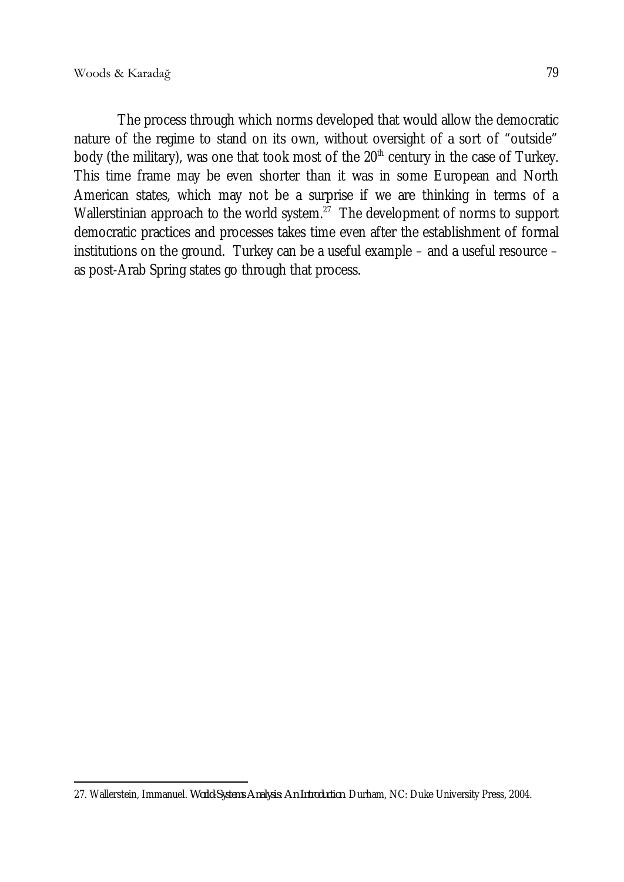The process through which norms developed that would allow the democratic nature of the regime to stand on its own, without oversight of a sort of "outside" body (the military), was one that took most of the 20th century in the case of Turkey. This time frame may be even shorter than it was in some European and North American states, which may not be a surprise if we are thinking in terms of a Wallerstinian approach to the world system.[27] The development of norms to support democratic practices and processes takes time even after the establishment of formal institutions on the ground. Turkey can be a useful example – and a useful resource – as post-Arab Spring states go through that process.

27. Wallerstein, Immanuel. *World-Systems Analysis: An Introduction*. Durham, NC: Duke University Press, 2004.